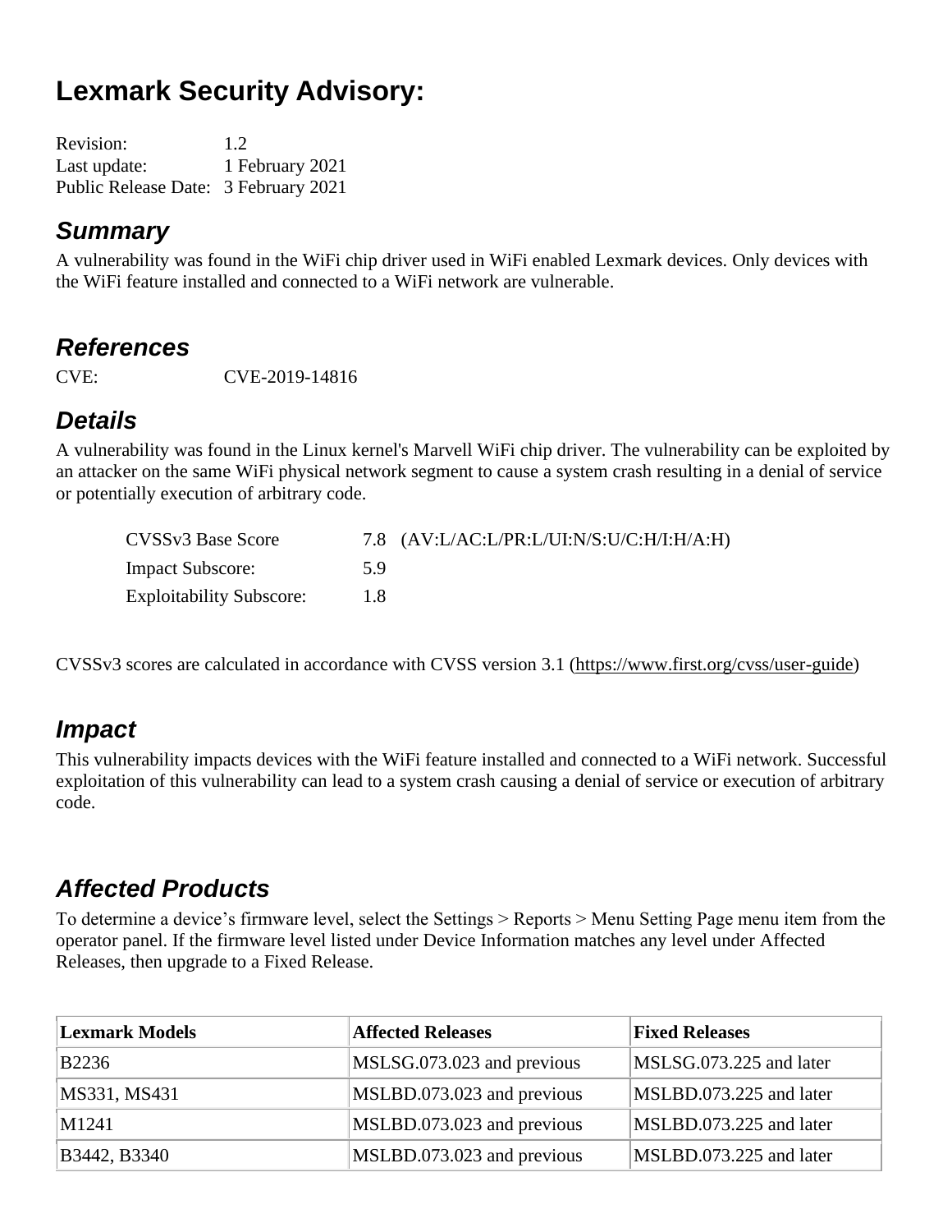# Lexmark Security Advisory:

Revision: 1.2
Last update: 1 February 2021
Public Release Date: 3 February 2021

## *Summary*

A vulnerability was found in the WiFi chip driver used in WiFi enabled Lexmark devices. Only devices with the WiFi feature installed and connected to a WiFi network are vulnerable.

## *References*

CVE: CVE-2019-14816

## *Details*

A vulnerability was found in the Linux kernel's Marvell WiFi chip driver. The vulnerability can be exploited by an attacker on the same WiFi physical network segment to cause a system crash resulting in a denial of service or potentially execution of arbitrary code.

| | | |
|---|---|---|
| CVSSv3 Base Score | 7.8 | (AV:L/AC:L/PR:L/UI:N/S:U/C:H/I:H/A:H) |
| Impact Subscore: | 5.9 | |
| Exploitability Subscore: | 1.8 | |

CVSSv3 scores are calculated in accordance with CVSS version 3.1 (https://www.first.org/cvss/user-guide)

## *Impact*

This vulnerability impacts devices with the WiFi feature installed and connected to a WiFi network. Successful exploitation of this vulnerability can lead to a system crash causing a denial of service or execution of arbitrary code.

## *Affected Products*

To determine a device's firmware level, select the Settings > Reports > Menu Setting Page menu item from the operator panel. If the firmware level listed under Device Information matches any level under Affected Releases, then upgrade to a Fixed Release.

| Lexmark Models | Affected Releases | Fixed Releases |
|---|---|---|
| B2236 | MSLSG.073.023 and previous | MSLSG.073.225 and later |
| MS331, MS431 | MSLBD.073.023 and previous | MSLBD.073.225 and later |
| M1241 | MSLBD.073.023 and previous | MSLBD.073.225 and later |
| B3442, B3340 | MSLBD.073.023 and previous | MSLBD.073.225 and later |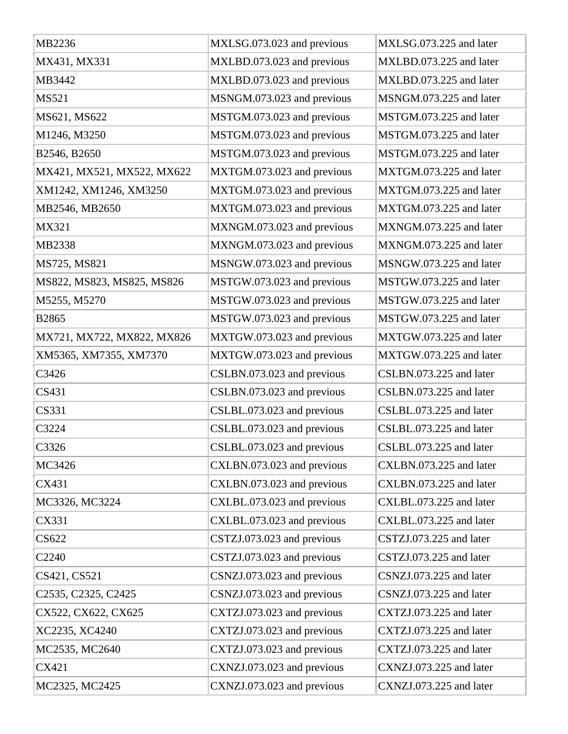| | | |
|---|---|---|
| MB2236 | MXLSG.073.023 and previous | MXLSG.073.225 and later |
| MX431, MX331 | MXLBD.073.023 and previous | MXLBD.073.225 and later |
| MB3442 | MXLBD.073.023 and previous | MXLBD.073.225 and later |
| MS521 | MSNGM.073.023 and previous | MSNGM.073.225 and later |
| MS621, MS622 | MSTGM.073.023 and previous | MSTGM.073.225 and later |
| M1246, M3250 | MSTGM.073.023 and previous | MSTGM.073.225 and later |
| B2546, B2650 | MSTGM.073.023 and previous | MSTGM.073.225 and later |
| MX421, MX521, MX522, MX622 | MXTGM.073.023 and previous | MXTGM.073.225 and later |
| XM1242, XM1246, XM3250 | MXTGM.073.023 and previous | MXTGM.073.225 and later |
| MB2546, MB2650 | MXTGM.073.023 and previous | MXTGM.073.225 and later |
| MX321 | MXNGM.073.023 and previous | MXNGM.073.225 and later |
| MB2338 | MXNGM.073.023 and previous | MXNGM.073.225 and later |
| MS725, MS821 | MSNGW.073.023 and previous | MSNGW.073.225 and later |
| MS822, MS823, MS825, MS826 | MSTGW.073.023 and previous | MSTGW.073.225 and later |
| M5255, M5270 | MSTGW.073.023 and previous | MSTGW.073.225 and later |
| B2865 | MSTGW.073.023 and previous | MSTGW.073.225 and later |
| MX721, MX722, MX822, MX826 | MXTGW.073.023 and previous | MXTGW.073.225 and later |
| XM5365, XM7355, XM7370 | MXTGW.073.023 and previous | MXTGW.073.225 and later |
| C3426 | CSLBN.073.023 and previous | CSLBN.073.225 and later |
| CS431 | CSLBN.073.023 and previous | CSLBN.073.225 and later |
| CS331 | CSLBL.073.023 and previous | CSLBL.073.225 and later |
| C3224 | CSLBL.073.023 and previous | CSLBL.073.225 and later |
| C3326 | CSLBL.073.023 and previous | CSLBL.073.225 and later |
| MC3426 | CXLBN.073.023 and previous | CXLBN.073.225 and later |
| CX431 | CXLBN.073.023 and previous | CXLBN.073.225 and later |
| MC3326, MC3224 | CXLBL.073.023 and previous | CXLBL.073.225 and later |
| CX331 | CXLBL.073.023 and previous | CXLBL.073.225 and later |
| CS622 | CSTZJ.073.023 and previous | CSTZJ.073.225 and later |
| C2240 | CSTZJ.073.023 and previous | CSTZJ.073.225 and later |
| CS421, CS521 | CSNZJ.073.023 and previous | CSNZJ.073.225 and later |
| C2535, C2325, C2425 | CSNZJ.073.023 and previous | CSNZJ.073.225 and later |
| CX522, CX622, CX625 | CXTZJ.073.023 and previous | CXTZJ.073.225 and later |
| XC2235, XC4240 | CXTZJ.073.023 and previous | CXTZJ.073.225 and later |
| MC2535, MC2640 | CXTZJ.073.023 and previous | CXTZJ.073.225 and later |
| CX421 | CXNZJ.073.023 and previous | CXNZJ.073.225 and later |
| MC2325, MC2425 | CXNZJ.073.023 and previous | CXNZJ.073.225 and later |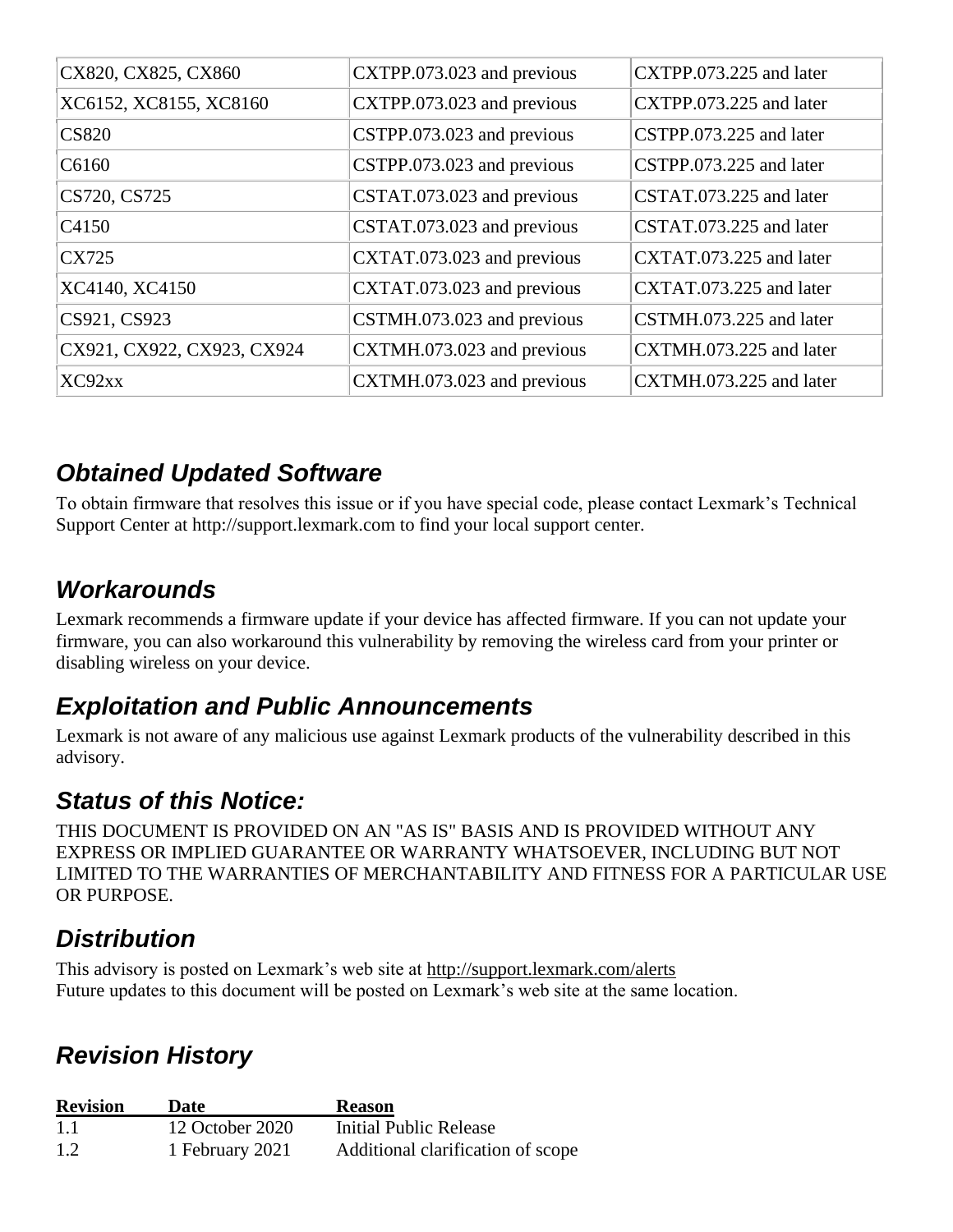| | | |
|---|---|---|
| CX820, CX825, CX860 | CXTPP.073.023 and previous | CXTPP.073.225 and later |
| XC6152, XC8155, XC8160 | CXTPP.073.023 and previous | CXTPP.073.225 and later |
| CS820 | CSTPP.073.023 and previous | CSTPP.073.225 and later |
| C6160 | CSTPP.073.023 and previous | CSTPP.073.225 and later |
| CS720, CS725 | CSTAT.073.023 and previous | CSTAT.073.225 and later |
| C4150 | CSTAT.073.023 and previous | CSTAT.073.225 and later |
| CX725 | CXTAT.073.023 and previous | CXTAT.073.225 and later |
| XC4140, XC4150 | CXTAT.073.023 and previous | CXTAT.073.225 and later |
| CS921, CS923 | CSTMH.073.023 and previous | CSTMH.073.225 and later |
| CX921, CX922, CX923, CX924 | CXTMH.073.023 and previous | CXTMH.073.225 and later |
| XC92xx | CXTMH.073.023 and previous | CXTMH.073.225 and later |

## *Obtained Updated Software*

To obtain firmware that resolves this issue or if you have special code, please contact Lexmark's Technical Support Center at http://support.lexmark.com to find your local support center.

## *Workarounds*

Lexmark recommends a firmware update if your device has affected firmware. If you can not update your firmware, you can also workaround this vulnerability by removing the wireless card from your printer or disabling wireless on your device.

## *Exploitation and Public Announcements*

Lexmark is not aware of any malicious use against Lexmark products of the vulnerability described in this advisory.

## *Status of this Notice:*

THIS DOCUMENT IS PROVIDED ON AN "AS IS" BASIS AND IS PROVIDED WITHOUT ANY EXPRESS OR IMPLIED GUARANTEE OR WARRANTY WHATSOEVER, INCLUDING BUT NOT LIMITED TO THE WARRANTIES OF MERCHANTABILITY AND FITNESS FOR A PARTICULAR USE OR PURPOSE.

## *Distribution*

This advisory is posted on Lexmark's web site at http://support.lexmark.com/alerts
Future updates to this document will be posted on Lexmark's web site at the same location.

## *Revision History*

| Revision | Date | Reason |
|---|---|---|
| 1.1 | 12 October 2020 | Initial Public Release |
| 1.2 | 1 February 2021 | Additional clarification of scope |